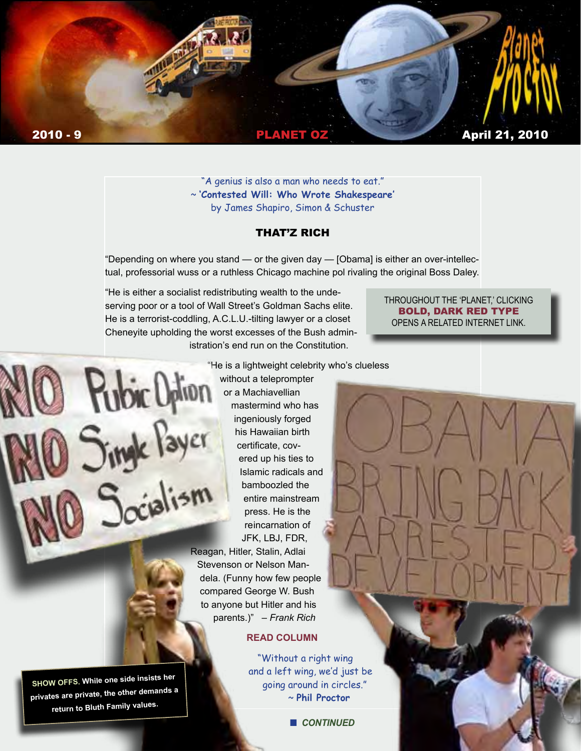"A genius is also a man who needs to eat."
~ **'Contested Will: Who Wrote Shakespeare'**
by James Shapiro, Simon & Schuster

## THAT'Z RICH

"Depending on where you stand — or the given day — [Obama] is either an over-intellectual, professorial wuss or a ruthless Chicago machine pol rivaling the original Boss Daley.

"He is either a socialist redistributing wealth to the undeserving poor or a tool of Wall Street's Goldman Sachs elite. He is a terrorist-coddling, A.C.L.U.-tilting lawyer or a closet Cheneyite upholding the worst excesses of the Bush administration's end run on the Constitution.

THROUGHOUT THE 'PLANET,' CLICKING **BOLD, DARK RED TYPE** OPENS A RELATED INTERNET LINK.

"He is a lightweight celebrity who's clueless without a teleprompter or a Machiavellian mastermind who has ingeniously forged his Hawaiian birth certificate, covered up his ties to Islamic radicals and bamboozled the entire mainstream press. He is the reincarnation of JFK, LBJ, FDR, Reagan, Hitler, Stalin, Adlai Stevenson or Nelson Mandela. (Funny how few people compared George W. Bush to anyone but Hitler and his parents.)" – *Frank Rich*

**READ COLUMN**

"Without a right wing and a left wing, we'd just be going around in circles."
~ **Phil Proctor**

**SHOW OFFS.** While one side insists her privates are private, the other demands a return to Bluth Family values.

*CONTINUED*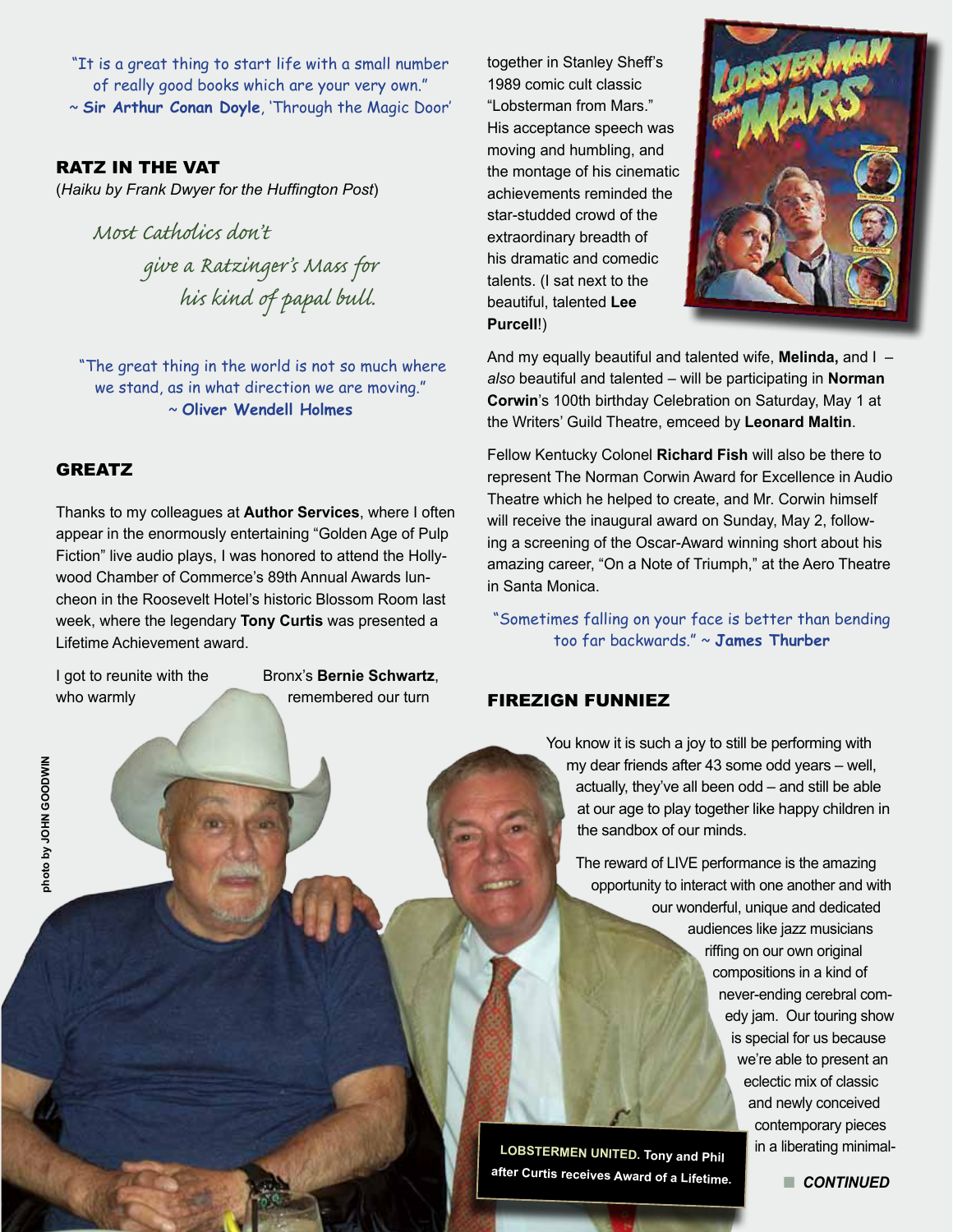"It is a great thing to start life with a small number of really good books which are your very own."
~ **Sir Arthur Conan Doyle**, 'Through the Magic Door'

## RATZ IN THE VAT

(*Haiku by Frank Dwyer for the Huffington Post*)

*Most Catholics don't*
*give a Ratzinger's Mass for*
*his kind of papal bull.*

"The great thing in the world is not so much where we stand, as in what direction we are moving."
~ **Oliver Wendell Holmes**

## GREATZ

Thanks to my colleagues at **Author Services**, where I often appear in the enormously entertaining "Golden Age of Pulp Fiction" live audio plays, I was honored to attend the Hollywood Chamber of Commerce's 89th Annual Awards luncheon in the Roosevelt Hotel's historic Blossom Room last week, where the legendary **Tony Curtis** was presented a Lifetime Achievement award.

I got to reunite with the Bronx's **Bernie Schwartz**, who warmly remembered our turn together in Stanley Sheff's 1989 comic cult classic "Lobsterman from Mars." His acceptance speech was moving and humbling, and the montage of his cinematic achievements reminded the star-studded crowd of the extraordinary breadth of his dramatic and comedic talents. (I sat next to the beautiful, talented **Lee Purcell**!)

photo by JOHN GOODWIN

LOBSTERMEN UNITED. Tony and Phil after Curtis receives Award of a Lifetime.

And my equally beautiful and talented wife, **Melinda,** and I – *also* beautiful and talented – will be participating in **Norman Corwin**'s 100th birthday Celebration on Saturday, May 1 at the Writers' Guild Theatre, emceed by **Leonard Maltin**.

Fellow Kentucky Colonel **Richard Fish** will also be there to represent The Norman Corwin Award for Excellence in Audio Theatre which he helped to create, and Mr. Corwin himself will receive the inaugural award on Sunday, May 2, following a screening of the Oscar-Award winning short about his amazing career, "On a Note of Triumph," at the Aero Theatre in Santa Monica.

"Sometimes falling on your face is better than bending too far backwards." ~ **James Thurber**

## FIREZIGN FUNNIEZ

You know it is such a joy to still be performing with my dear friends after 43 some odd years – well, actually, they've all been odd – and still be able at our age to play together like happy children in the sandbox of our minds.

The reward of LIVE performance is the amazing opportunity to interact with one another and with our wonderful, unique and dedicated audiences like jazz musicians riffing on our own original compositions in a kind of never-ending cerebral comedy jam. Our touring show is special for us because we're able to present an eclectic mix of classic and newly conceived contemporary pieces in a liberating minimal-

***CONTINUED***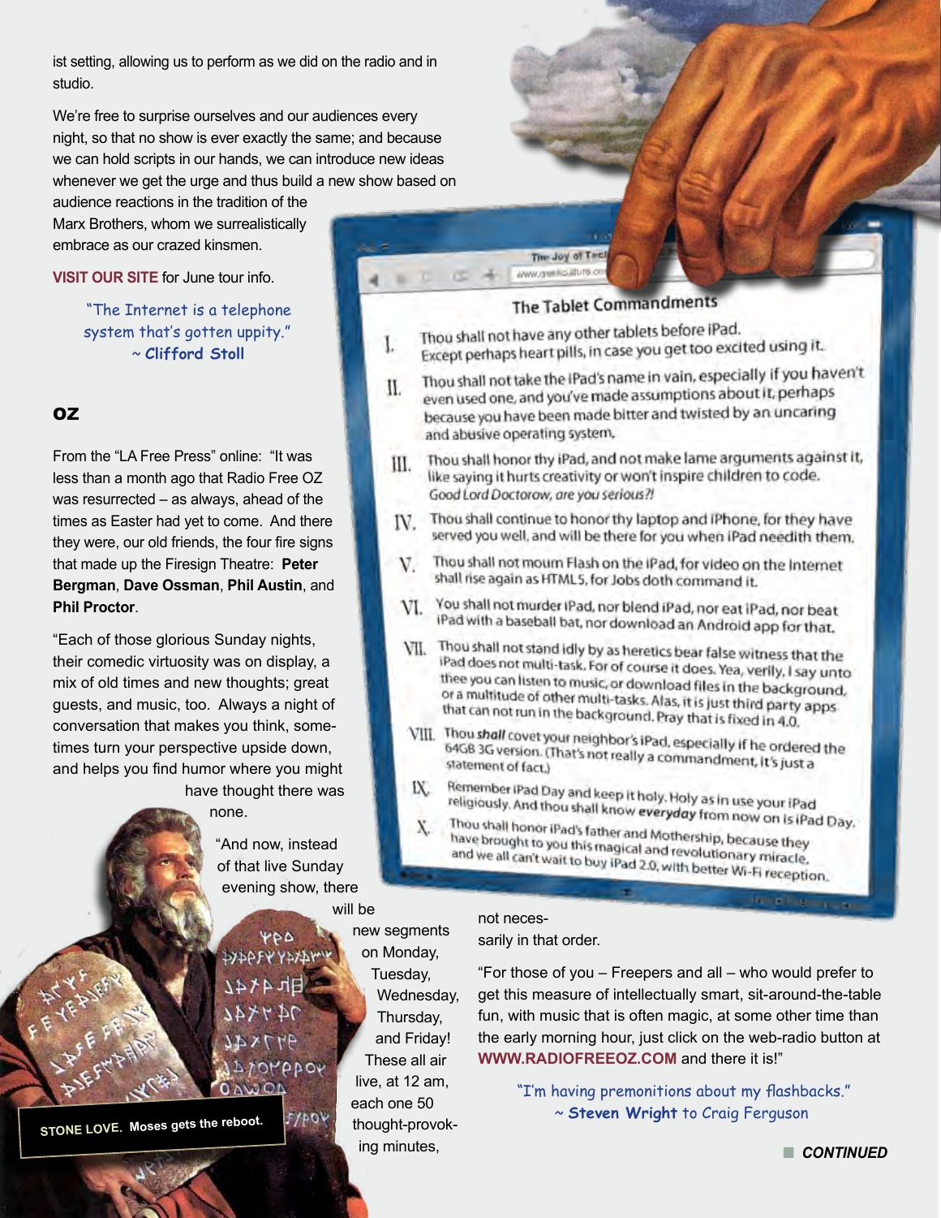ist setting, allowing us to perform as we did on the radio and in studio.

We're free to surprise ourselves and our audiences every night, so that no show is ever exactly the same; and because we can hold scripts in our hands, we can introduce new ideas whenever we get the urge and thus build a new show based on audience reactions in the tradition of the Marx Brothers, whom we surrealistically embrace as our crazed kinsmen.

**VISIT OUR SITE** for June tour info.

"The Internet is a telephone system that's gotten uppity."
~ **Clifford Stoll**

## OZ

From the "LA Free Press" online: "It was less than a month ago that Radio Free OZ was resurrected – as always, ahead of the times as Easter had yet to come. And there they were, our old friends, the four fire signs that made up the Firesign Theatre: **Peter Bergman**, **Dave Ossman**, **Phil Austin**, and **Phil Proctor**.

"Each of those glorious Sunday nights, their comedic virtuosity was on display, a mix of old times and new thoughts; great guests, and music, too. Always a night of conversation that makes you think, sometimes turn your perspective upside down, and helps you find humor where you might have thought there was none.

"And now, instead of that live Sunday evening show, there will be new segments on Monday, Tuesday, Wednesday, Thursday, and Friday! These all air live, at 12 am, each one 50 thought-provoking minutes, not necessarily in that order.

"For those of you – Freepers and all – who would prefer to get this measure of intellectually smart, sit-around-the-table fun, with music that is often magic, at some other time than the early morning hour, just click on the web-radio button at **WWW.RADIOFREEOZ.COM** and there it is!"

"I'm having premonitions about my flashbacks."
~ **Steven Wright** to Craig Ferguson

**The Tablet Commandments**

I. Thou shall not have any other tablets before iPad. Except perhaps heart pills, in case you get too excited using it.

II. Thou shall not take the iPad's name in vain, especially if you haven't even used one, and you've made assumptions about it, perhaps because you have been made bitter and twisted by an uncaring and abusive operating system.

III. Thou shall honor thy iPad, and not make lame arguments against it, like saying it hurts creativity or won't inspire children to code. *Good Lord Doctorow, are you serious?!*

IV. Thou shall continue to honor thy laptop and iPhone, for they have served you well, and will be there for you when iPad needith them.

V. Thou shall not mourn Flash on the iPad, for video on the Internet shall rise again as HTML5, for Jobs doth command it.

VI. You shall not murder iPad, nor blend iPad, nor eat iPad, nor beat iPad with a baseball bat, nor download an Android app for that.

VII. Thou shall not stand idly by as heretics bear false witness that the iPad does not multi-task. For of course it does. Yea, verily, I say unto thee you can listen to music, or download files in the background, or a multitude of other multi-tasks. Alas, it is just third party apps that can not run in the background. Pray that is fixed in 4.0.

VIII. Thou ***shall*** covet your neighbor's iPad, especially if he ordered the 64GB 3G version. (That's not really a commandment, it's just a statement of fact.)

IX. Remember iPad Day and keep it holy. Holy as in use your iPad religiously. And thou shall know ***everyday*** from now on is iPad Day.

X. Thou shall honor iPad's father and Mothership, because they have brought to you this magical and revolutionary miracle, and we all can't wait to buy iPad 2.0, with better Wi-Fi reception.

**STONE LOVE. Moses gets the reboot.**

***CONTINUED***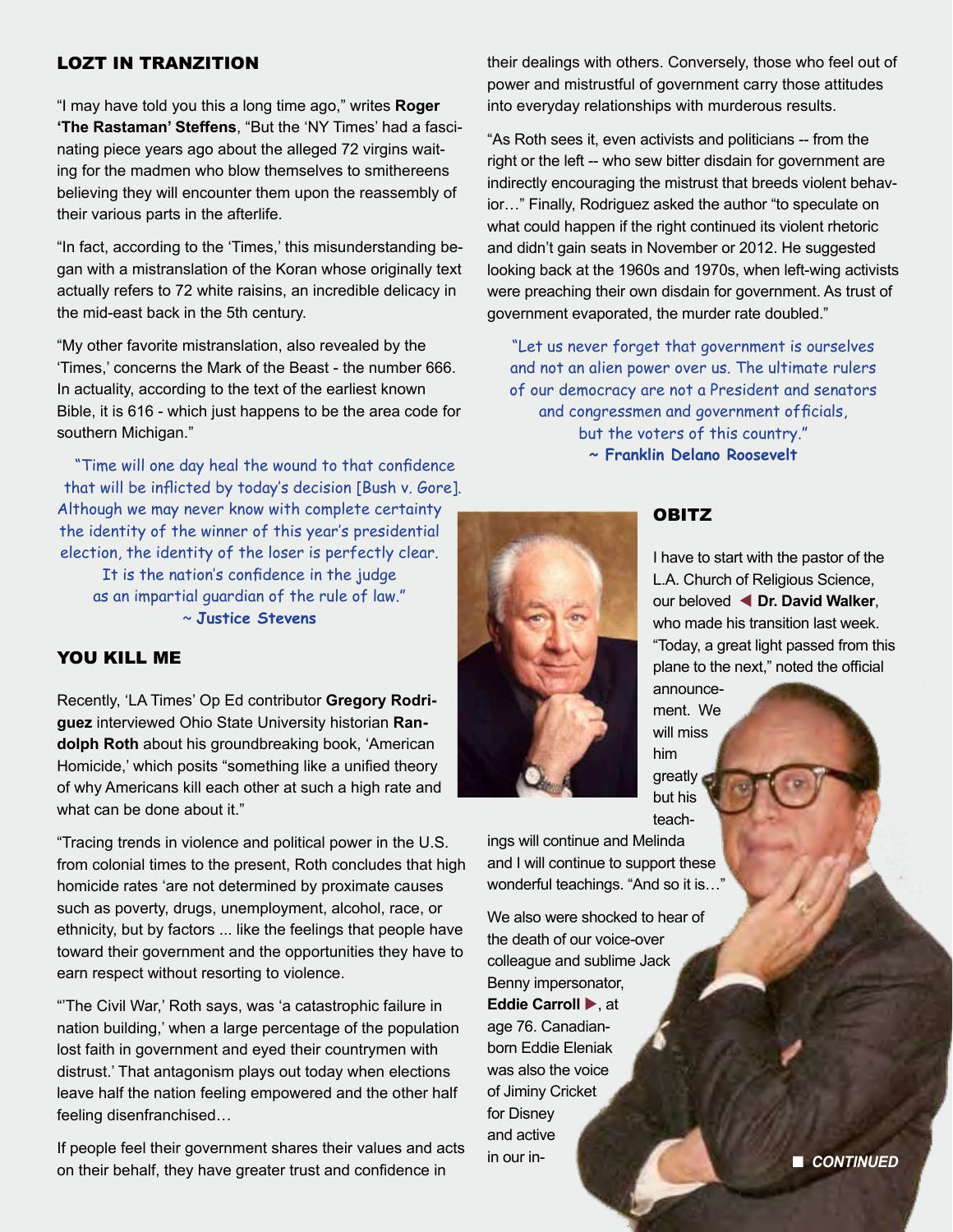## LOZT IN TRANZITION

"I may have told you this a long time ago," writes **Roger 'The Rastaman' Steffens**, "But the 'NY Times' had a fascinating piece years ago about the alleged 72 virgins waiting for the madmen who blow themselves to smithereens believing they will encounter them upon the reassembly of their various parts in the afterlife.

"In fact, according to the 'Times,' this misunderstanding began with a mistranslation of the Koran whose originally text actually refers to 72 white raisins, an incredible delicacy in the mid-east back in the 5th century.

"My other favorite mistranslation, also revealed by the 'Times,' concerns the Mark of the Beast - the number 666. In actuality, according to the text of the earliest known Bible, it is 616 - which just happens to be the area code for southern Michigan."

"Time will one day heal the wound to that confidence that will be inflicted by today's decision [Bush v. Gore]. Although we may never know with complete certainty the identity of the winner of this year's presidential election, the identity of the loser is perfectly clear. It is the nation's confidence in the judge as an impartial guardian of the rule of law."
~ **Justice Stevens**

## YOU KILL ME

Recently, 'LA Times' Op Ed contributor **Gregory Rodriguez** interviewed Ohio State University historian **Randolph Roth** about his groundbreaking book, 'American Homicide,' which posits "something like a unified theory of why Americans kill each other at such a high rate and what can be done about it."

"Tracing trends in violence and political power in the U.S. from colonial times to the present, Roth concludes that high homicide rates 'are not determined by proximate causes such as poverty, drugs, unemployment, alcohol, race, or ethnicity, but by factors ... like the feelings that people have toward their government and the opportunities they have to earn respect without resorting to violence.

"'The Civil War,' Roth says, was 'a catastrophic failure in nation building,' when a large percentage of the population lost faith in government and eyed their countrymen with distrust.' That antagonism plays out today when elections leave half the nation feeling empowered and the other half feeling disenfranchised…

If people feel their government shares their values and acts on their behalf, they have greater trust and confidence in their dealings with others. Conversely, those who feel out of power and mistrustful of government carry those attitudes into everyday relationships with murderous results.

"As Roth sees it, even activists and politicians -- from the right or the left -- who sew bitter disdain for government are indirectly encouraging the mistrust that breeds violent behavior…" Finally, Rodriguez asked the author "to speculate on what could happen if the right continued its violent rhetoric and didn't gain seats in November or 2012. He suggested looking back at the 1960s and 1970s, when left-wing activists were preaching their own disdain for government. As trust of government evaporated, the murder rate doubled."

"Let us never forget that government is ourselves and not an alien power over us. The ultimate rulers of our democracy are not a President and senators and congressmen and government officials, but the voters of this country."
~ **Franklin Delano Roosevelt**

## OBITZ

I have to start with the pastor of the L.A. Church of Religious Science, our beloved ◀ **Dr. David Walker**, who made his transition last week. "Today, a great light passed from this plane to the next," noted the official announcement. We will miss him greatly but his teachings will continue and Melinda and I will continue to support these wonderful teachings. "And so it is…"

We also were shocked to hear of the death of our voice-over colleague and sublime Jack Benny impersonator, **Eddie Carroll** ▶, at age 76. Canadian-born Eddie Eleniak was also the voice of Jiminy Cricket for Disney and active in our in-

■ *CONTINUED*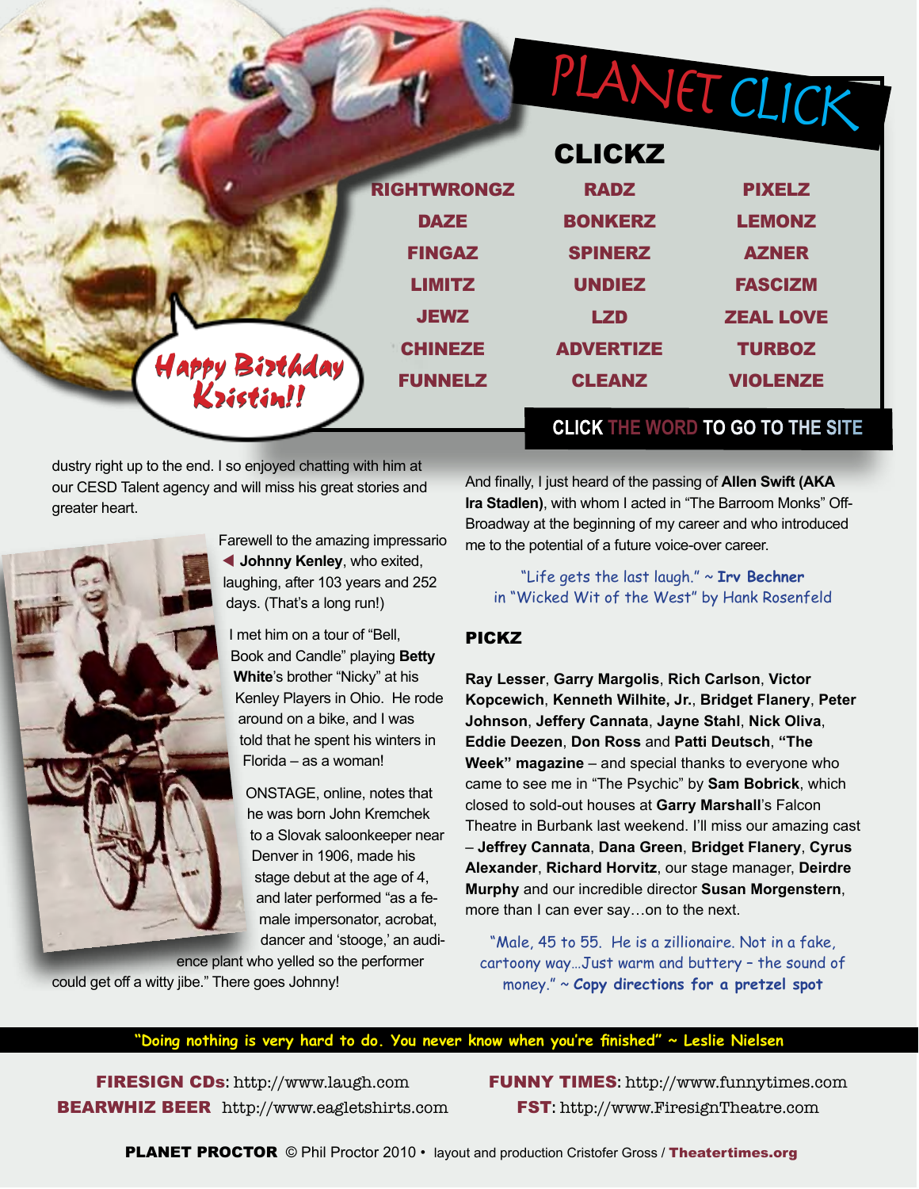# PLANET CLICK

## CLICKZ

| | | |
|---|---|---|
| RIGHTWRONGZ | RADZ | PIXELZ |
| DAZE | BONKERZ | LEMONZ |
| FINGAZ | SPINERZ | AZNER |
| LIMITZ | UNDIEZ | FASCIZM |
| JEWZ | LZD | ZEAL LOVE |
| CHINEZE | ADVERTIZE | TURBOZ |
| FUNNELZ | CLEANZ | VIOLENZE |

**CLICK THE WORD TO GO TO THE SITE**

Happy Birthday Kristin!!

dustry right up to the end. I so enjoyed chatting with him at our CESD Talent agency and will miss his great stories and greater heart.

Farewell to the amazing impressario ◀ **Johnny Kenley**, who exited, laughing, after 103 years and 252 days. (That's a long run!)

I met him on a tour of "Bell, Book and Candle" playing **Betty White**'s brother "Nicky" at his Kenley Players in Ohio. He rode around on a bike, and I was told that he spent his winters in Florida – as a woman!

ONSTAGE, online, notes that he was born John Kremchek to a Slovak saloonkeeper near Denver in 1906, made his stage debut at the age of 4, and later performed "as a female impersonator, acrobat, dancer and 'stooge,' an audience plant who yelled so the performer could get off a witty jibe." There goes Johnny!

And finally, I just heard of the passing of **Allen Swift (AKA Ira Stadlen)**, with whom I acted in "The Barroom Monks" Off-Broadway at the beginning of my career and who introduced me to the potential of a future voice-over career.

"Life gets the last laugh." ~ **Irv Bechner** in "Wicked Wit of the West" by Hank Rosenfeld

## PICKZ

**Ray Lesser**, **Garry Margolis**, **Rich Carlson**, **Victor Kopcewich**, **Kenneth Wilhite, Jr.**, **Bridget Flanery**, **Peter Johnson**, **Jeffery Cannata**, **Jayne Stahl**, **Nick Oliva**, **Eddie Deezen**, **Don Ross** and **Patti Deutsch**, **"The Week" magazine** – and special thanks to everyone who came to see me in "The Psychic" by **Sam Bobrick**, which closed to sold-out houses at **Garry Marshall**'s Falcon Theatre in Burbank last weekend. I'll miss our amazing cast – **Jeffrey Cannata**, **Dana Green**, **Bridget Flanery**, **Cyrus Alexander**, **Richard Horvitz**, our stage manager, **Deirdre Murphy** and our incredible director **Susan Morgenstern**, more than I can ever say…on to the next.

"Male, 45 to 55. He is a zillionaire. Not in a fake, cartoony way…Just warm and buttery – the sound of money." ~ **Copy directions for a pretzel spot**

**"Doing nothing is very hard to do. You never know when you're finished" ~ Leslie Nielsen**

**FIRESIGN CDs**: http://www.laugh.com
**BEARWHIZ BEER** http://www.eagletshirts.com
**FUNNY TIMES**: http://www.funnytimes.com
**FST**: http://www.FiresignTheatre.com

**PLANET PROCTOR** © Phil Proctor 2010 • layout and production Cristofer Gross / **Theatertimes.org**